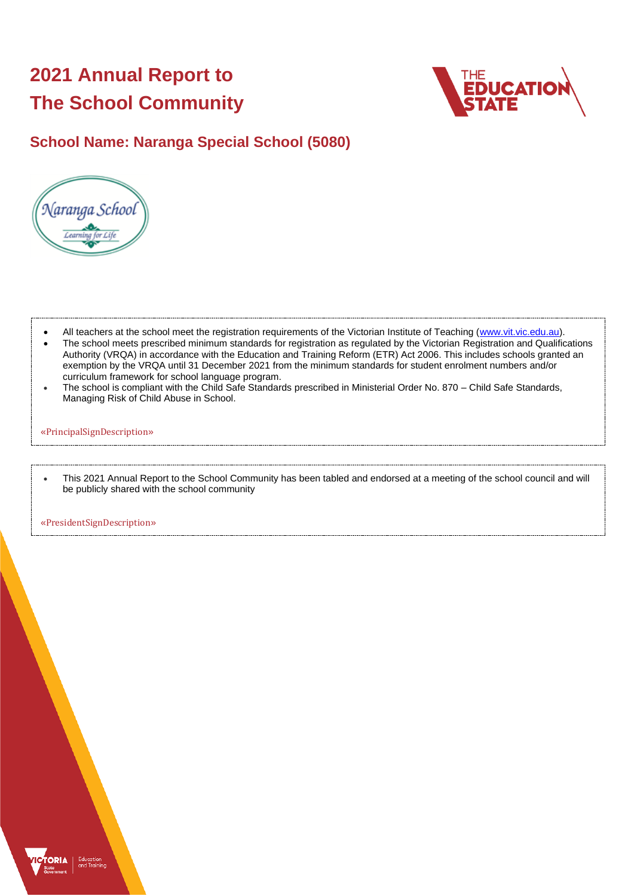# 2021 Annual Report to The School Community

## School Name: Naranga Special School (5080)

- All teachers at the school meet the registration requirements of the Victorian Institute of Teaching (www.vit.vic.edu.au).
- The school meets prescribed minimum standards for registration as regulated by the Victorian Registration and Qualifications Authority (VRQA) in accordance with the Education and Training Reform (ETR) Act 2006. This includes schools granted an exemption by the VRQA until 31 December 2021 from the minimum standards for student enrolment numbers and/or curriculum framework for school language program.
- The school is compliant with the Child Safe Standards prescribed in Ministerial Order No. 870 – Child Safe Standards, Managing Risk of Child Abuse in School.

«PrincipalSignDescription»

- This 2021 Annual Report to the School Community has been tabled and endorsed at a meeting of the school council and will be publicly shared with the school community

«PresidentSignDescription»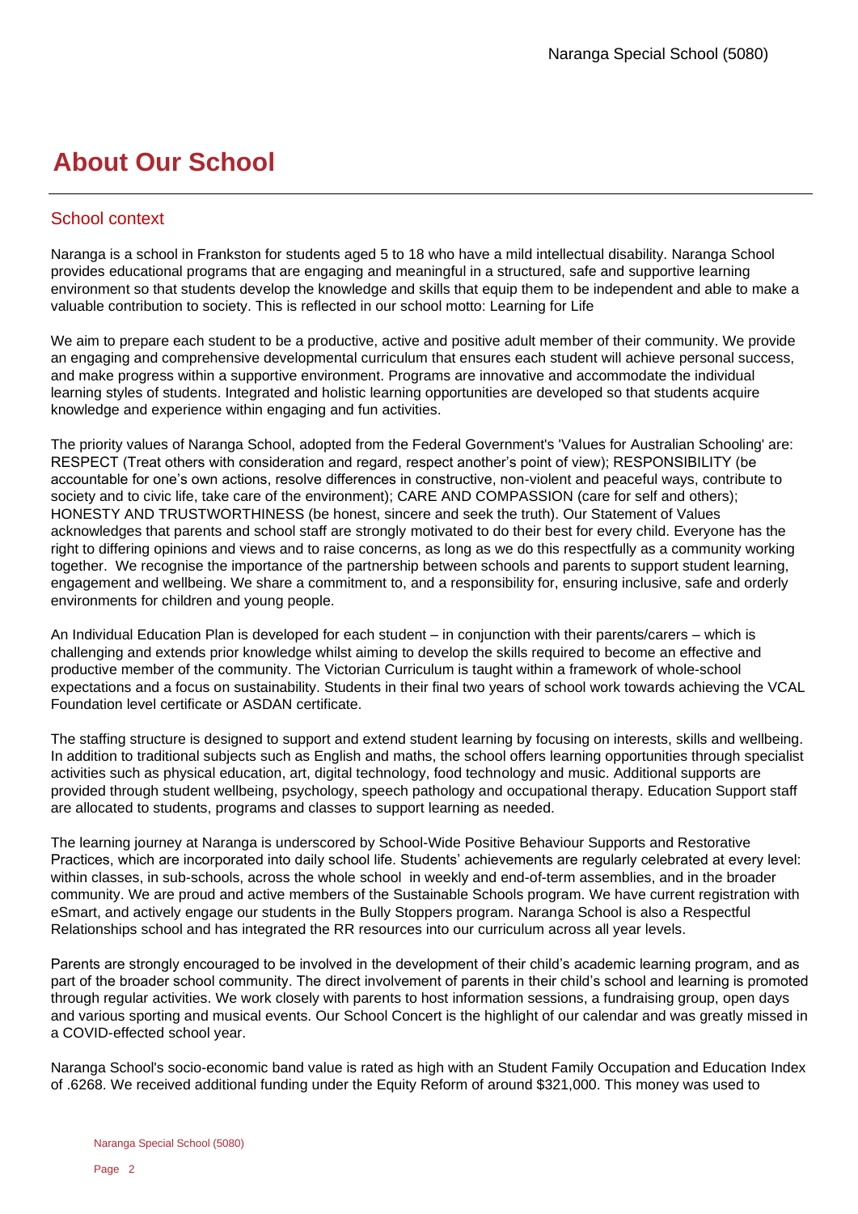# About Our School

## School context

Naranga is a school in Frankston for students aged 5 to 18 who have a mild intellectual disability. Naranga School provides educational programs that are engaging and meaningful in a structured, safe and supportive learning environment so that students develop the knowledge and skills that equip them to be independent and able to make a valuable contribution to society. This is reflected in our school motto: Learning for Life

We aim to prepare each student to be a productive, active and positive adult member of their community. We provide an engaging and comprehensive developmental curriculum that ensures each student will achieve personal success, and make progress within a supportive environment. Programs are innovative and accommodate the individual learning styles of students. Integrated and holistic learning opportunities are developed so that students acquire knowledge and experience within engaging and fun activities.

The priority values of Naranga School, adopted from the Federal Government's 'Values for Australian Schooling' are: RESPECT (Treat others with consideration and regard, respect another's point of view); RESPONSIBILITY (be accountable for one's own actions, resolve differences in constructive, non-violent and peaceful ways, contribute to society and to civic life, take care of the environment); CARE AND COMPASSION (care for self and others); HONESTY AND TRUSTWORTHINESS (be honest, sincere and seek the truth). Our Statement of Values acknowledges that parents and school staff are strongly motivated to do their best for every child. Everyone has the right to differing opinions and views and to raise concerns, as long as we do this respectfully as a community working together. We recognise the importance of the partnership between schools and parents to support student learning, engagement and wellbeing. We share a commitment to, and a responsibility for, ensuring inclusive, safe and orderly environments for children and young people.

An Individual Education Plan is developed for each student – in conjunction with their parents/carers – which is challenging and extends prior knowledge whilst aiming to develop the skills required to become an effective and productive member of the community. The Victorian Curriculum is taught within a framework of whole-school expectations and a focus on sustainability. Students in their final two years of school work towards achieving the VCAL Foundation level certificate or ASDAN certificate.

The staffing structure is designed to support and extend student learning by focusing on interests, skills and wellbeing. In addition to traditional subjects such as English and maths, the school offers learning opportunities through specialist activities such as physical education, art, digital technology, food technology and music. Additional supports are provided through student wellbeing, psychology, speech pathology and occupational therapy. Education Support staff are allocated to students, programs and classes to support learning as needed.

The learning journey at Naranga is underscored by School-Wide Positive Behaviour Supports and Restorative Practices, which are incorporated into daily school life. Students' achievements are regularly celebrated at every level: within classes, in sub-schools, across the whole school in weekly and end-of-term assemblies, and in the broader community. We are proud and active members of the Sustainable Schools program. We have current registration with eSmart, and actively engage our students in the Bully Stoppers program. Naranga School is also a Respectful Relationships school and has integrated the RR resources into our curriculum across all year levels.

Parents are strongly encouraged to be involved in the development of their child's academic learning program, and as part of the broader school community. The direct involvement of parents in their child's school and learning is promoted through regular activities. We work closely with parents to host information sessions, a fundraising group, open days and various sporting and musical events. Our School Concert is the highlight of our calendar and was greatly missed in a COVID-effected school year.

Naranga School's socio-economic band value is rated as high with an Student Family Occupation and Education Index of .6268. We received additional funding under the Equity Reform of around $321,000. This money was used to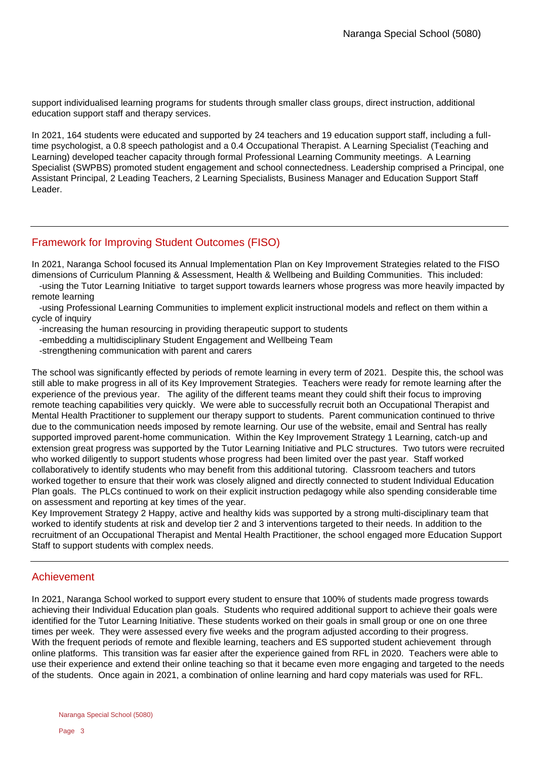support individualised learning programs for students through smaller class groups, direct instruction, additional education support staff and therapy services.

In 2021, 164 students were educated and supported by 24 teachers and 19 education support staff, including a full-time psychologist, a 0.8 speech pathologist and a 0.4 Occupational Therapist. A Learning Specialist (Teaching and Learning) developed teacher capacity through formal Professional Learning Community meetings. A Learning Specialist (SWPBS) promoted student engagement and school connectedness. Leadership comprised a Principal, one Assistant Principal, 2 Leading Teachers, 2 Learning Specialists, Business Manager and Education Support Staff Leader.

## Framework for Improving Student Outcomes (FISO)

In 2021, Naranga School focused its Annual Implementation Plan on Key Improvement Strategies related to the FISO dimensions of Curriculum Planning & Assessment, Health & Wellbeing and Building Communities. This included:

-using the Tutor Learning Initiative to target support towards learners whose progress was more heavily impacted by remote learning

-using Professional Learning Communities to implement explicit instructional models and reflect on them within a cycle of inquiry

-increasing the human resourcing in providing therapeutic support to students

-embedding a multidisciplinary Student Engagement and Wellbeing Team

-strengthening communication with parent and carers

The school was significantly effected by periods of remote learning in every term of 2021. Despite this, the school was still able to make progress in all of its Key Improvement Strategies. Teachers were ready for remote learning after the experience of the previous year. The agility of the different teams meant they could shift their focus to improving remote teaching capabilities very quickly. We were able to successfully recruit both an Occupational Therapist and Mental Health Practitioner to supplement our therapy support to students. Parent communication continued to thrive due to the communication needs imposed by remote learning. Our use of the website, email and Sentral has really supported improved parent-home communication. Within the Key Improvement Strategy 1 Learning, catch-up and extension great progress was supported by the Tutor Learning Initiative and PLC structures. Two tutors were recruited who worked diligently to support students whose progress had been limited over the past year. Staff worked collaboratively to identify students who may benefit from this additional tutoring. Classroom teachers and tutors worked together to ensure that their work was closely aligned and directly connected to student Individual Education Plan goals. The PLCs continued to work on their explicit instruction pedagogy while also spending considerable time on assessment and reporting at key times of the year.
Key Improvement Strategy 2 Happy, active and healthy kids was supported by a strong multi-disciplinary team that worked to identify students at risk and develop tier 2 and 3 interventions targeted to their needs. In addition to the recruitment of an Occupational Therapist and Mental Health Practitioner, the school engaged more Education Support Staff to support students with complex needs.

## Achievement

In 2021, Naranga School worked to support every student to ensure that 100% of students made progress towards achieving their Individual Education plan goals. Students who required additional support to achieve their goals were identified for the Tutor Learning Initiative. These students worked on their goals in small group or one on one three times per week. They were assessed every five weeks and the program adjusted according to their progress.
With the frequent periods of remote and flexible learning, teachers and ES supported student achievement through online platforms. This transition was far easier after the experience gained from RFL in 2020. Teachers were able to use their experience and extend their online teaching so that it became even more engaging and targeted to the needs of the students. Once again in 2021, a combination of online learning and hard copy materials was used for RFL.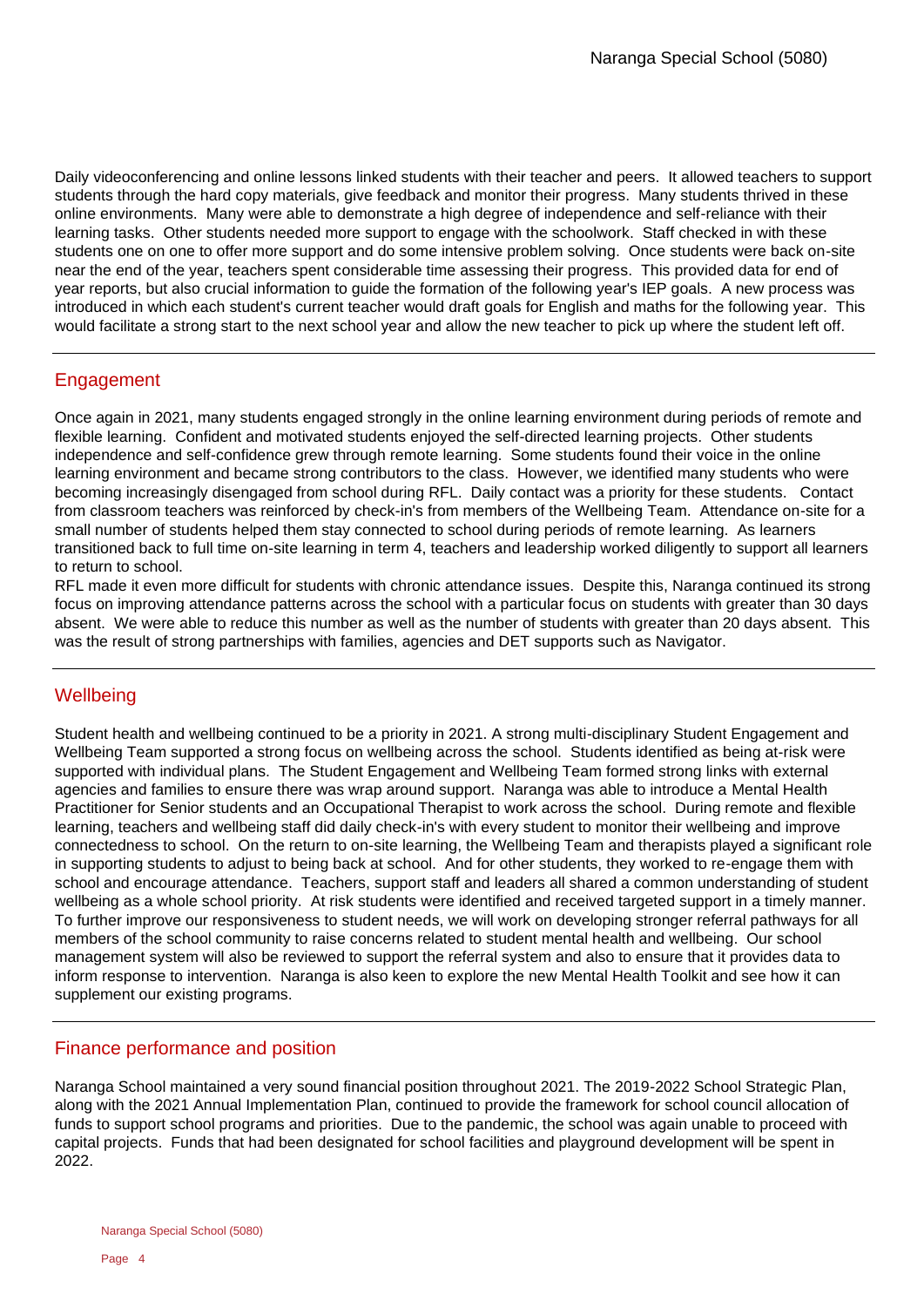Daily videoconferencing and online lessons linked students with their teacher and peers. It allowed teachers to support students through the hard copy materials, give feedback and monitor their progress. Many students thrived in these online environments. Many were able to demonstrate a high degree of independence and self-reliance with their learning tasks. Other students needed more support to engage with the schoolwork. Staff checked in with these students one on one to offer more support and do some intensive problem solving. Once students were back on-site near the end of the year, teachers spent considerable time assessing their progress. This provided data for end of year reports, but also crucial information to guide the formation of the following year's IEP goals. A new process was introduced in which each student's current teacher would draft goals for English and maths for the following year. This would facilitate a strong start to the next school year and allow the new teacher to pick up where the student left off.

## Engagement

Once again in 2021, many students engaged strongly in the online learning environment during periods of remote and flexible learning. Confident and motivated students enjoyed the self-directed learning projects. Other students independence and self-confidence grew through remote learning. Some students found their voice in the online learning environment and became strong contributors to the class. However, we identified many students who were becoming increasingly disengaged from school during RFL. Daily contact was a priority for these students. Contact from classroom teachers was reinforced by check-in's from members of the Wellbeing Team. Attendance on-site for a small number of students helped them stay connected to school during periods of remote learning. As learners transitioned back to full time on-site learning in term 4, teachers and leadership worked diligently to support all learners to return to school.

RFL made it even more difficult for students with chronic attendance issues. Despite this, Naranga continued its strong focus on improving attendance patterns across the school with a particular focus on students with greater than 30 days absent. We were able to reduce this number as well as the number of students with greater than 20 days absent. This was the result of strong partnerships with families, agencies and DET supports such as Navigator.

## Wellbeing

Student health and wellbeing continued to be a priority in 2021. A strong multi-disciplinary Student Engagement and Wellbeing Team supported a strong focus on wellbeing across the school. Students identified as being at-risk were supported with individual plans. The Student Engagement and Wellbeing Team formed strong links with external agencies and families to ensure there was wrap around support. Naranga was able to introduce a Mental Health Practitioner for Senior students and an Occupational Therapist to work across the school. During remote and flexible learning, teachers and wellbeing staff did daily check-in's with every student to monitor their wellbeing and improve connectedness to school. On the return to on-site learning, the Wellbeing Team and therapists played a significant role in supporting students to adjust to being back at school. And for other students, they worked to re-engage them with school and encourage attendance. Teachers, support staff and leaders all shared a common understanding of student wellbeing as a whole school priority. At risk students were identified and received targeted support in a timely manner. To further improve our responsiveness to student needs, we will work on developing stronger referral pathways for all members of the school community to raise concerns related to student mental health and wellbeing. Our school management system will also be reviewed to support the referral system and also to ensure that it provides data to inform response to intervention. Naranga is also keen to explore the new Mental Health Toolkit and see how it can supplement our existing programs.

## Finance performance and position

Naranga School maintained a very sound financial position throughout 2021. The 2019-2022 School Strategic Plan, along with the 2021 Annual Implementation Plan, continued to provide the framework for school council allocation of funds to support school programs and priorities. Due to the pandemic, the school was again unable to proceed with capital projects. Funds that had been designated for school facilities and playground development will be spent in 2022.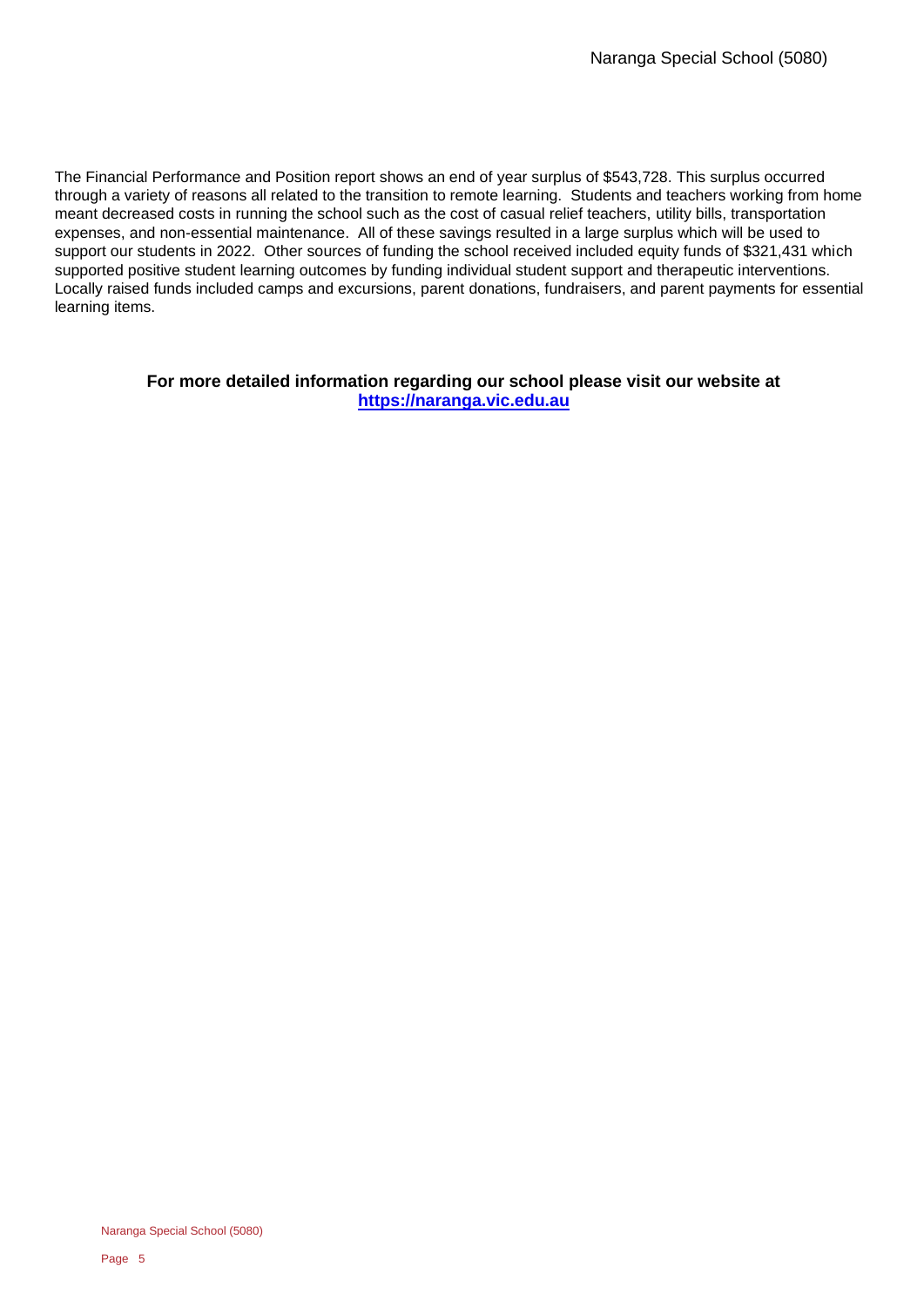The Financial Performance and Position report shows an end of year surplus of $543,728. This surplus occurred through a variety of reasons all related to the transition to remote learning. Students and teachers working from home meant decreased costs in running the school such as the cost of casual relief teachers, utility bills, transportation expenses, and non-essential maintenance. All of these savings resulted in a large surplus which will be used to support our students in 2022. Other sources of funding the school received included equity funds of $321,431 which supported positive student learning outcomes by funding individual student support and therapeutic interventions. Locally raised funds included camps and excursions, parent donations, fundraisers, and parent payments for essential learning items.

**For more detailed information regarding our school please visit our website at [https://naranga.vic.edu.au](https://naranga.vic.edu.au)**